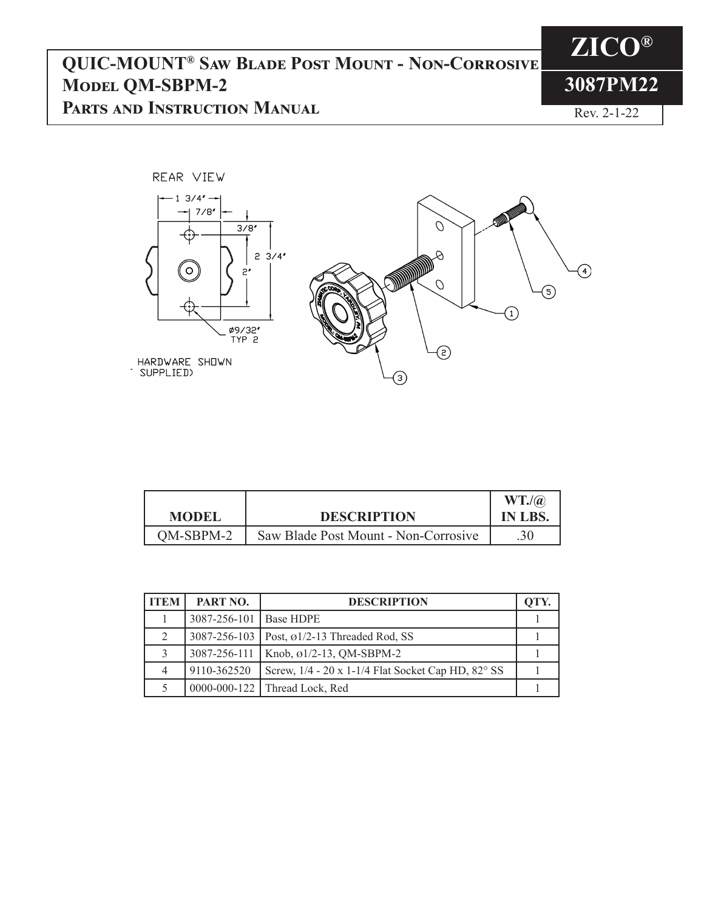# QUIC-MOUNT® Saw Blade Post Mount - Non-Corrosive
## Model QM-SBPM-2
## Parts and Instruction Manual

**ZICO®**

**3087PM22**

Rev. 2-1-22

REAR VIEW

1 3/4"

7/8"

3/8"

2 3/4"

2"

Ø9/32" TYP 2

HARDWARE SHOWN SUPPLIED)

| MODEL | DESCRIPTION | WT./@ IN LBS. |
|---|---|---|
| QM-SBPM-2 | Saw Blade Post Mount - Non-Corrosive | .30 |

| ITEM | PART NO. | DESCRIPTION | QTY. |
|---|---|---|---|
| 1 | 3087-256-101 | Base HDPE | 1 |
| 2 | 3087-256-103 | Post, ø1/2-13 Threaded Rod, SS | 1 |
| 3 | 3087-256-111 | Knob, ø1/2-13, QM-SBPM-2 | 1 |
| 4 | 9110-362520 | Screw, 1/4 - 20 x 1-1/4 Flat Socket Cap HD, 82° SS | 1 |
| 5 | 0000-000-122 | Thread Lock, Red | 1 |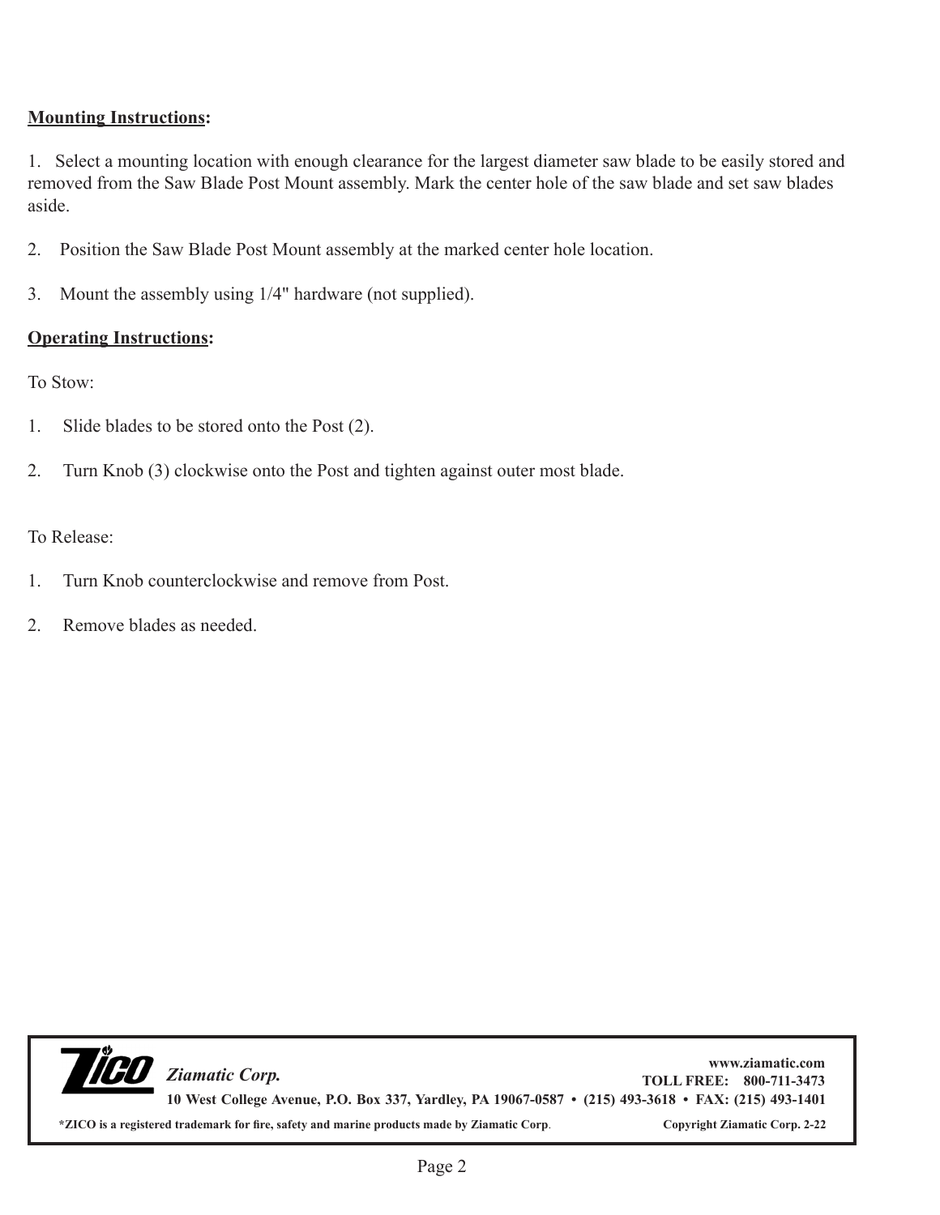**<u>Mounting Instructions</u>:**

1. Select a mounting location with enough clearance for the largest diameter saw blade to be easily stored and removed from the Saw Blade Post Mount assembly. Mark the center hole of the saw blade and set saw blades aside.

2. Position the Saw Blade Post Mount assembly at the marked center hole location.

3. Mount the assembly using 1/4" hardware (not supplied).

**<u>Operating Instructions</u>:**

To Stow:

1. Slide blades to be stored onto the Post (2).

2. Turn Knob (3) clockwise onto the Post and tighten against outer most blade.

To Release:

1. Turn Knob counterclockwise and remove from Post.

2. Remove blades as needed.

**ZICO** *Ziamatic Corp.*

**www.ziamatic.com**
**TOLL FREE: 800-711-3473**
**10 West College Avenue, P.O. Box 337, Yardley, PA 19067-0587 • (215) 493-3618 • FAX: (215) 493-1401**

***ZICO is a registered trademark for fire, safety and marine products made by Ziamatic Corp.** **Copyright Ziamatic Corp. 2-22**